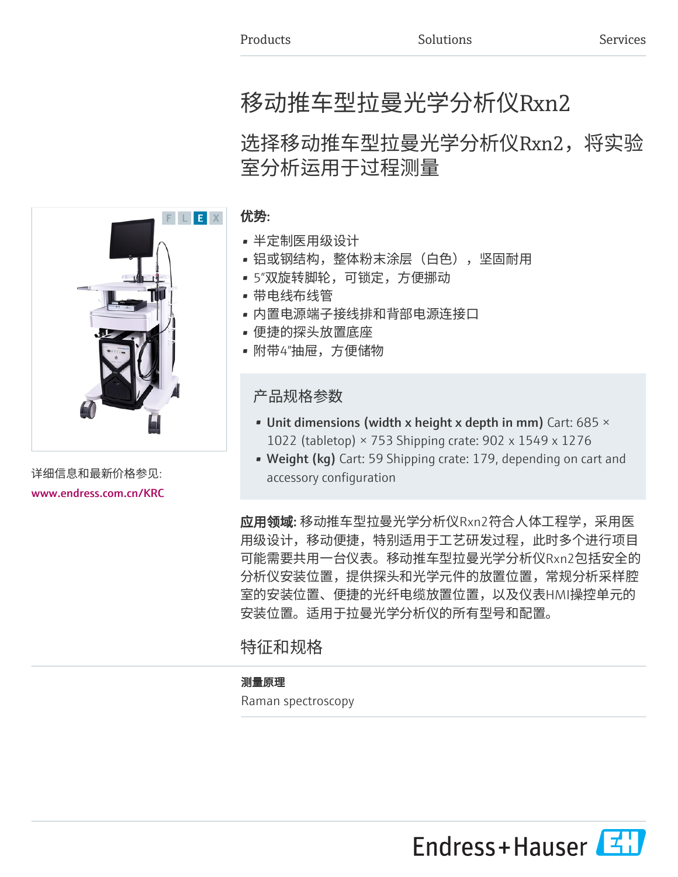Products　　Solutions　　Services

# 移动推车型拉曼光学分析仪Rxn2

## 选择移动推车型拉曼光学分析仪Rxn2，将实验室分析运用于过程测量

F L E X

详细信息和最新价格参见:

www.endress.com.cn/KRC

**优势:**

- 半定制医用级设计
- 铝或钢结构，整体粉末涂层（白色），坚固耐用
- 5″双旋转脚轮，可锁定，方便挪动
- 带电线布线管
- 内置电源端子接线排和背部电源连接口
- 便捷的探头放置底座
- 附带4″抽屉，方便储物

### 产品规格参数

- **Unit dimensions (width x height x depth in mm)** Cart: 685 × 1022 (tabletop) × 753 Shipping crate: 902 x 1549 x 1276
- **Weight (kg)** Cart: 59 Shipping crate: 179, depending on cart and accessory configuration

**应用领域:** 移动推车型拉曼光学分析仪Rxn2符合人体工程学，采用医用级设计，移动便捷，特别适用于工艺研发过程，此时多个进行项目可能需要共用一台仪表。移动推车型拉曼光学分析仪Rxn2包括安全的分析仪安装位置，提供探头和光学元件的放置位置，常规分析采样腔室的安装位置、便捷的光纤电缆放置位置，以及仪表HMI操控单元的安装位置。适用于拉曼光学分析仪的所有型号和配置。

## 特征和规格

**测量原理**

Raman spectroscopy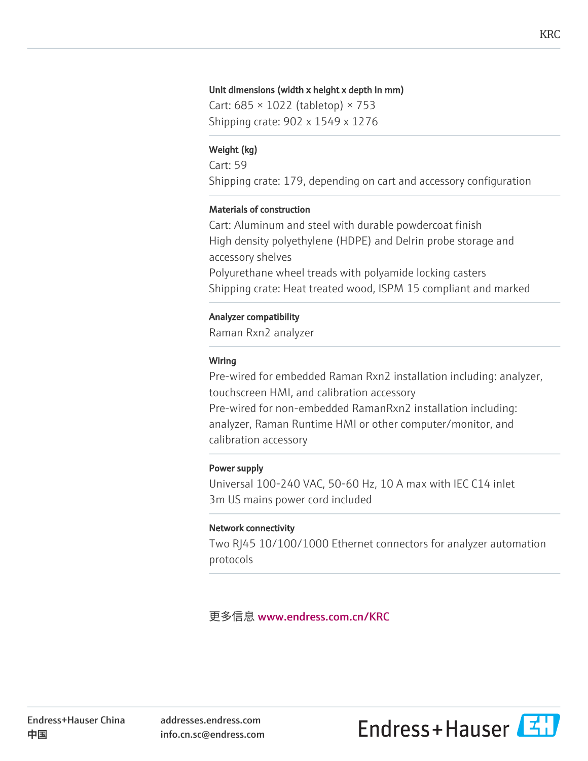#### Unit dimensions (width x height x depth in mm)

Cart: 685 × 1022 (tabletop) × 753
Shipping crate: 902 x 1549 x 1276

#### Weight (kg)

Cart: 59
Shipping crate: 179, depending on cart and accessory configuration

#### Materials of construction

Cart: Aluminum and steel with durable powdercoat finish
High density polyethylene (HDPE) and Delrin probe storage and accessory shelves
Polyurethane wheel treads with polyamide locking casters
Shipping crate: Heat treated wood, ISPM 15 compliant and marked

#### Analyzer compatibility

Raman Rxn2 analyzer

#### Wiring

Pre-wired for embedded Raman Rxn2 installation including: analyzer, touchscreen HMI, and calibration accessory
Pre-wired for non-embedded RamanRxn2 installation including: analyzer, Raman Runtime HMI or other computer/monitor, and calibration accessory

#### Power supply

Universal 100-240 VAC, 50-60 Hz, 10 A max with IEC C14 inlet
3m US mains power cord included

#### Network connectivity

Two RJ45 10/100/1000 Ethernet connectors for analyzer automation protocols

更多信息 www.endress.com.cn/KRC

Endress+Hauser China
中国

addresses.endress.com
info.cn.sc@endress.com